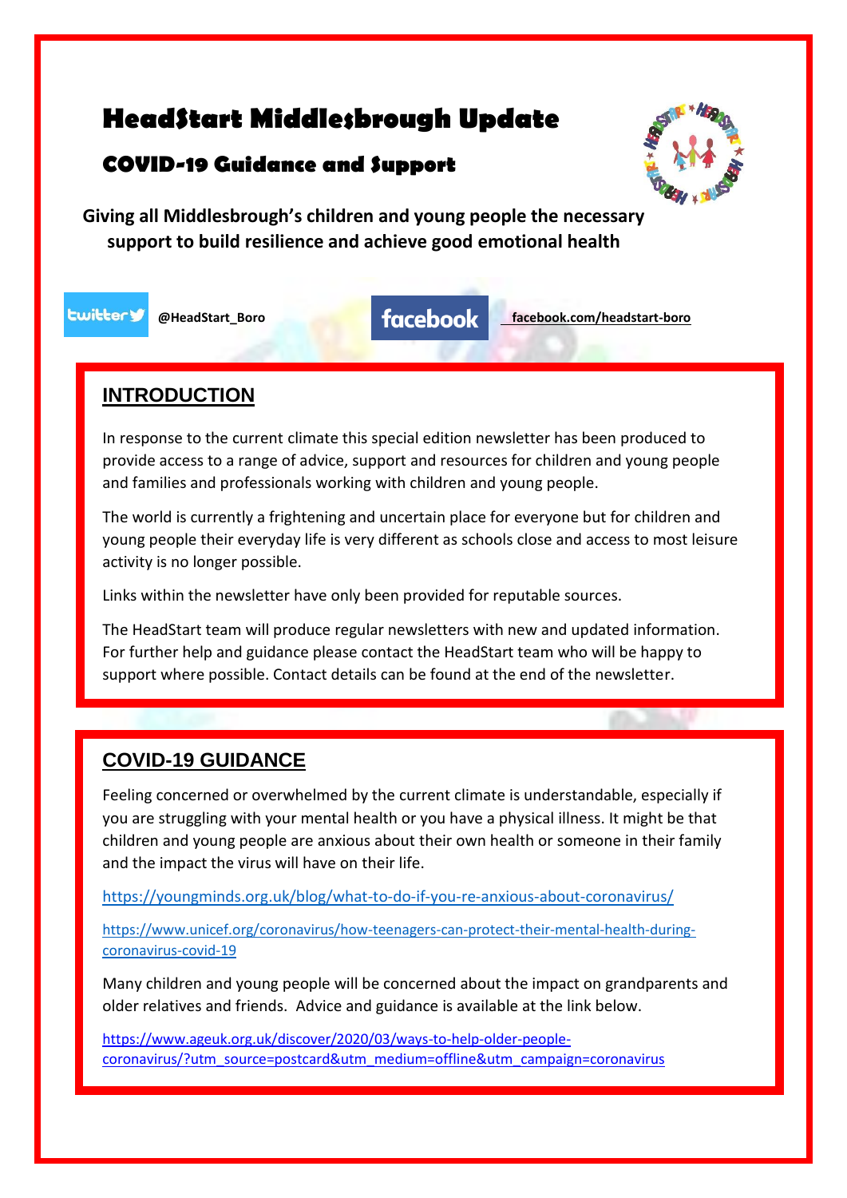# HeadStart Middlesbrough Update

## COVID-19 Guidance and Support

**Giving all Middlesbrough's children and young people the necessary support to build resilience and achieve good emotional health**

**@HeadStart_Boro** **facebook.com/headstart-boro**

## INTRODUCTION

In response to the current climate this special edition newsletter has been produced to provide access to a range of advice, support and resources for children and young people and families and professionals working with children and young people.

The world is currently a frightening and uncertain place for everyone but for children and young people their everyday life is very different as schools close and access to most leisure activity is no longer possible.

Links within the newsletter have only been provided for reputable sources.

The HeadStart team will produce regular newsletters with new and updated information. For further help and guidance please contact the HeadStart team who will be happy to support where possible. Contact details can be found at the end of the newsletter.

## COVID-19 GUIDANCE

Feeling concerned or overwhelmed by the current climate is understandable, especially if you are struggling with your mental health or you have a physical illness. It might be that children and young people are anxious about their own health or someone in their family and the impact the virus will have on their life.

https://youngminds.org.uk/blog/what-to-do-if-you-re-anxious-about-coronavirus/

https://www.unicef.org/coronavirus/how-teenagers-can-protect-their-mental-health-during-coronavirus-covid-19

Many children and young people will be concerned about the impact on grandparents and older relatives and friends. Advice and guidance is available at the link below.

https://www.ageuk.org.uk/discover/2020/03/ways-to-help-older-people-coronavirus/?utm_source=postcard&utm_medium=offline&utm_campaign=coronavirus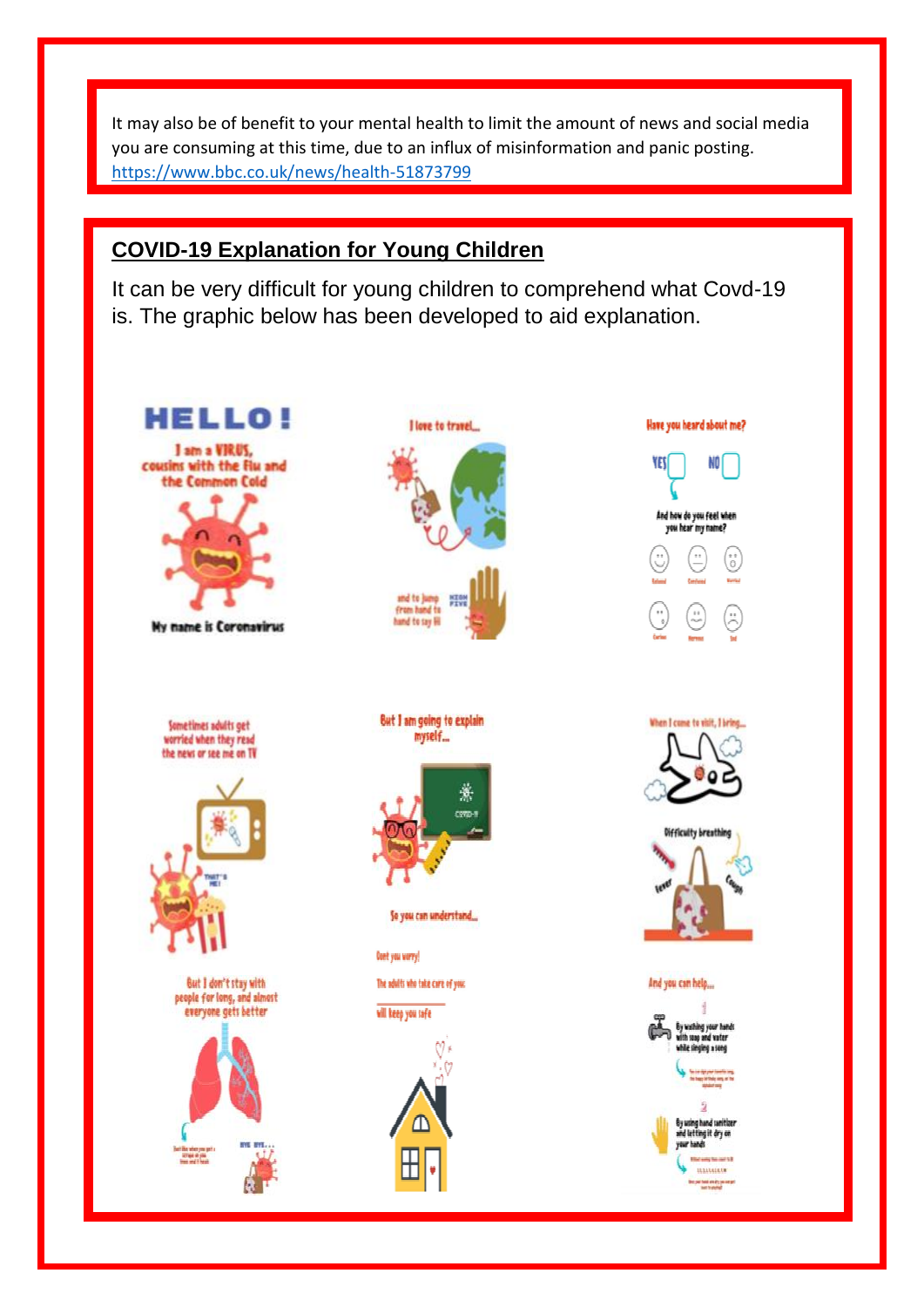It may also be of benefit to your mental health to limit the amount of news and social media you are consuming at this time, due to an influx of misinformation and panic posting. https://www.bbc.co.uk/news/health-51873799

## COVID-19 Explanation for Young Children

It can be very difficult for young children to comprehend what Covd-19 is. The graphic below has been developed to aid explanation.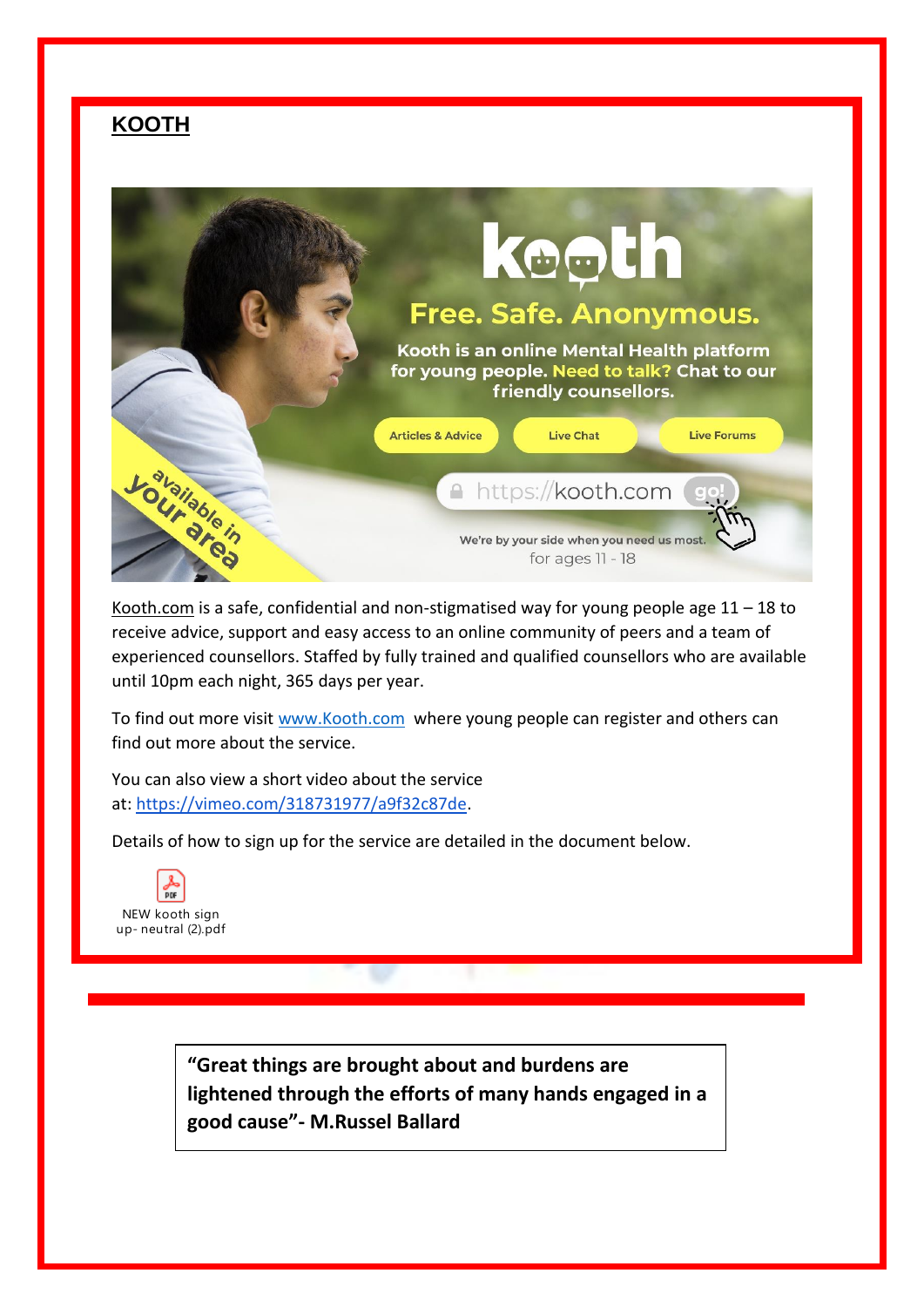## KOOTH

Kooth.com is a safe, confidential and non-stigmatised way for young people age 11 – 18 to receive advice, support and easy access to an online community of peers and a team of experienced counsellors. Staffed by fully trained and qualified counsellors who are available until 10pm each night, 365 days per year.

To find out more visit www.Kooth.com where young people can register and others can find out more about the service.

You can also view a short video about the service at: https://vimeo.com/318731977/a9f32c87de.

Details of how to sign up for the service are detailed in the document below.

NEW kooth sign up- neutral (2).pdf

**"Great things are brought about and burdens are lightened through the efforts of many hands engaged in a good cause"- M.Russel Ballard**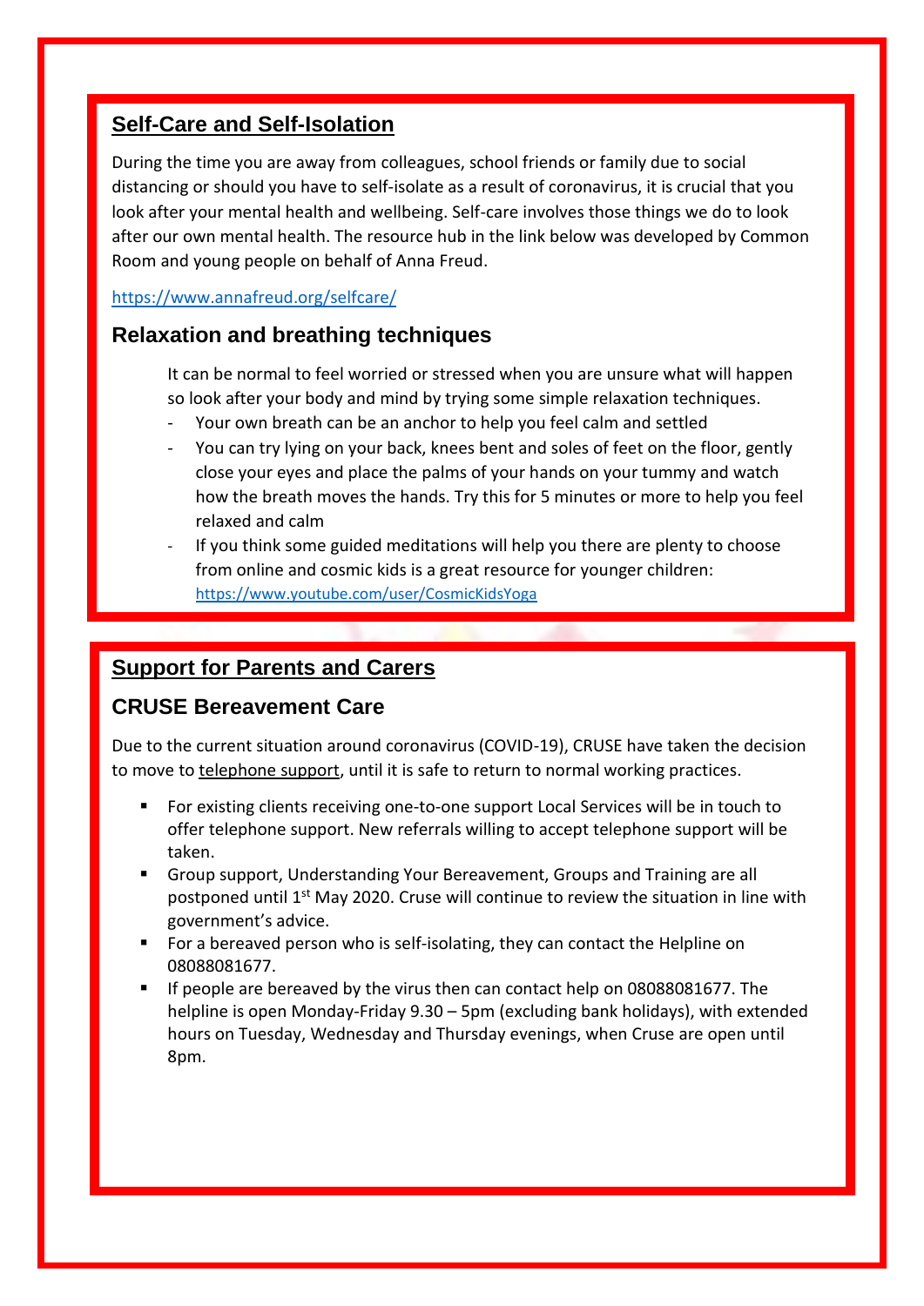## Self-Care and Self-Isolation

During the time you are away from colleagues, school friends or family due to social distancing or should you have to self-isolate as a result of coronavirus, it is crucial that you look after your mental health and wellbeing. Self-care involves those things we do to look after our own mental health. The resource hub in the link below was developed by Common Room and young people on behalf of Anna Freud.

https://www.annafreud.org/selfcare/

### Relaxation and breathing techniques

It can be normal to feel worried or stressed when you are unsure what will happen so look after your body and mind by trying some simple relaxation techniques.

- Your own breath can be an anchor to help you feel calm and settled
- You can try lying on your back, knees bent and soles of feet on the floor, gently close your eyes and place the palms of your hands on your tummy and watch how the breath moves the hands. Try this for 5 minutes or more to help you feel relaxed and calm
- If you think some guided meditations will help you there are plenty to choose from online and cosmic kids is a great resource for younger children: https://www.youtube.com/user/CosmicKidsYoga

## Support for Parents and Carers

### CRUSE Bereavement Care

Due to the current situation around coronavirus (COVID-19), CRUSE have taken the decision to move to telephone support, until it is safe to return to normal working practices.

- For existing clients receiving one-to-one support Local Services will be in touch to offer telephone support. New referrals willing to accept telephone support will be taken.
- Group support, Understanding Your Bereavement, Groups and Training are all postponed until 1st May 2020. Cruse will continue to review the situation in line with government's advice.
- For a bereaved person who is self-isolating, they can contact the Helpline on 08088081677.
- If people are bereaved by the virus then can contact help on 08088081677. The helpline is open Monday-Friday 9.30 – 5pm (excluding bank holidays), with extended hours on Tuesday, Wednesday and Thursday evenings, when Cruse are open until 8pm.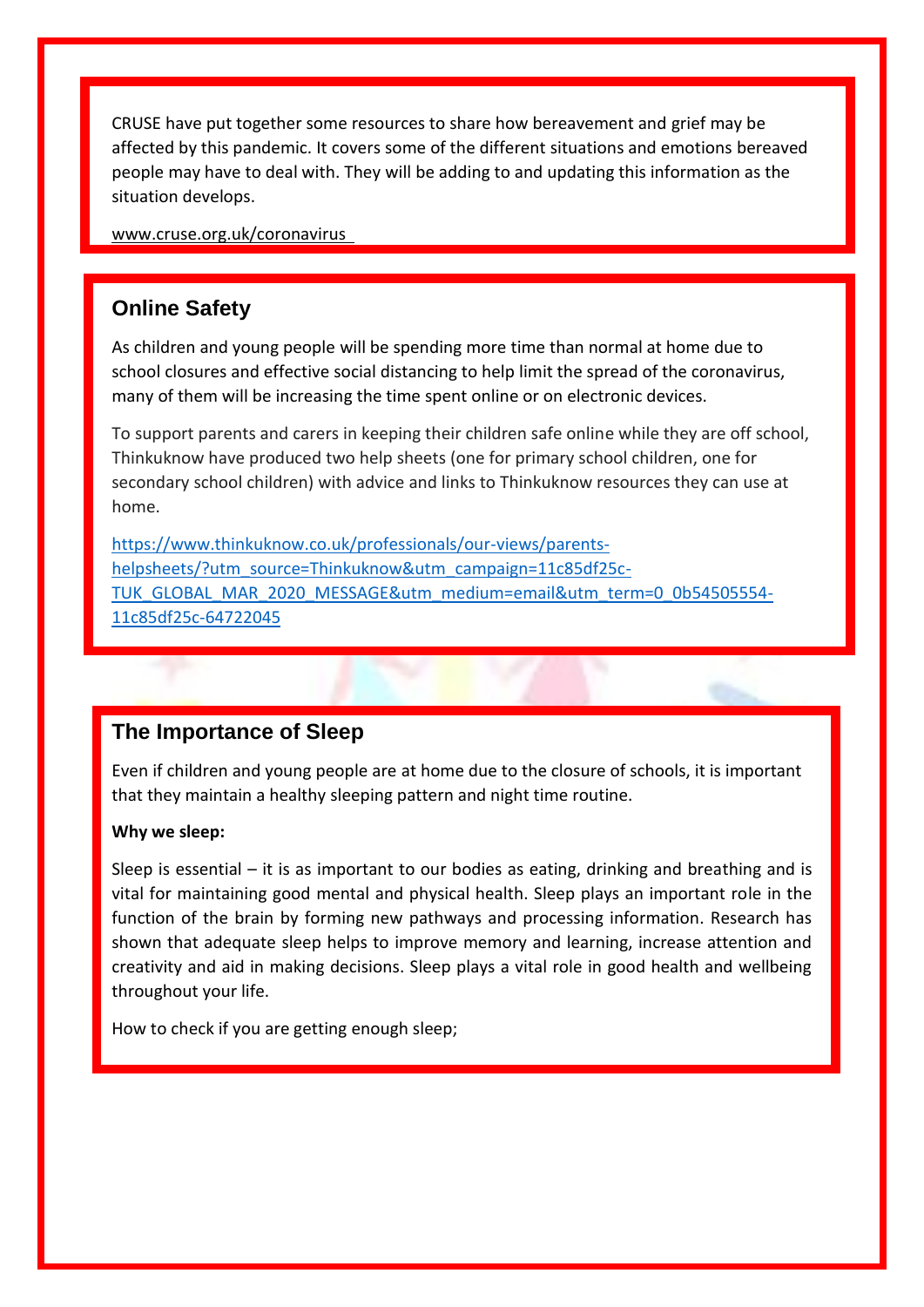CRUSE have put together some resources to share how bereavement and grief may be affected by this pandemic. It covers some of the different situations and emotions bereaved people may have to deal with. They will be adding to and updating this information as the situation develops.

www.cruse.org.uk/coronavirus

## Online Safety

As children and young people will be spending more time than normal at home due to school closures and effective social distancing to help limit the spread of the coronavirus, many of them will be increasing the time spent online or on electronic devices.

To support parents and carers in keeping their children safe online while they are off school, Thinkuknow have produced two help sheets (one for primary school children, one for secondary school children) with advice and links to Thinkuknow resources they can use at home.

https://www.thinkuknow.co.uk/professionals/our-views/parents-helpsheets/?utm_source=Thinkuknow&utm_campaign=11c85df25c-TUK_GLOBAL_MAR_2020_MESSAGE&utm_medium=email&utm_term=0_0b54505554-11c85df25c-64722045

## The Importance of Sleep

Even if children and young people are at home due to the closure of schools, it is important that they maintain a healthy sleeping pattern and night time routine.

**Why we sleep:**

Sleep is essential – it is as important to our bodies as eating, drinking and breathing and is vital for maintaining good mental and physical health. Sleep plays an important role in the function of the brain by forming new pathways and processing information. Research has shown that adequate sleep helps to improve memory and learning, increase attention and creativity and aid in making decisions. Sleep plays a vital role in good health and wellbeing throughout your life.

How to check if you are getting enough sleep;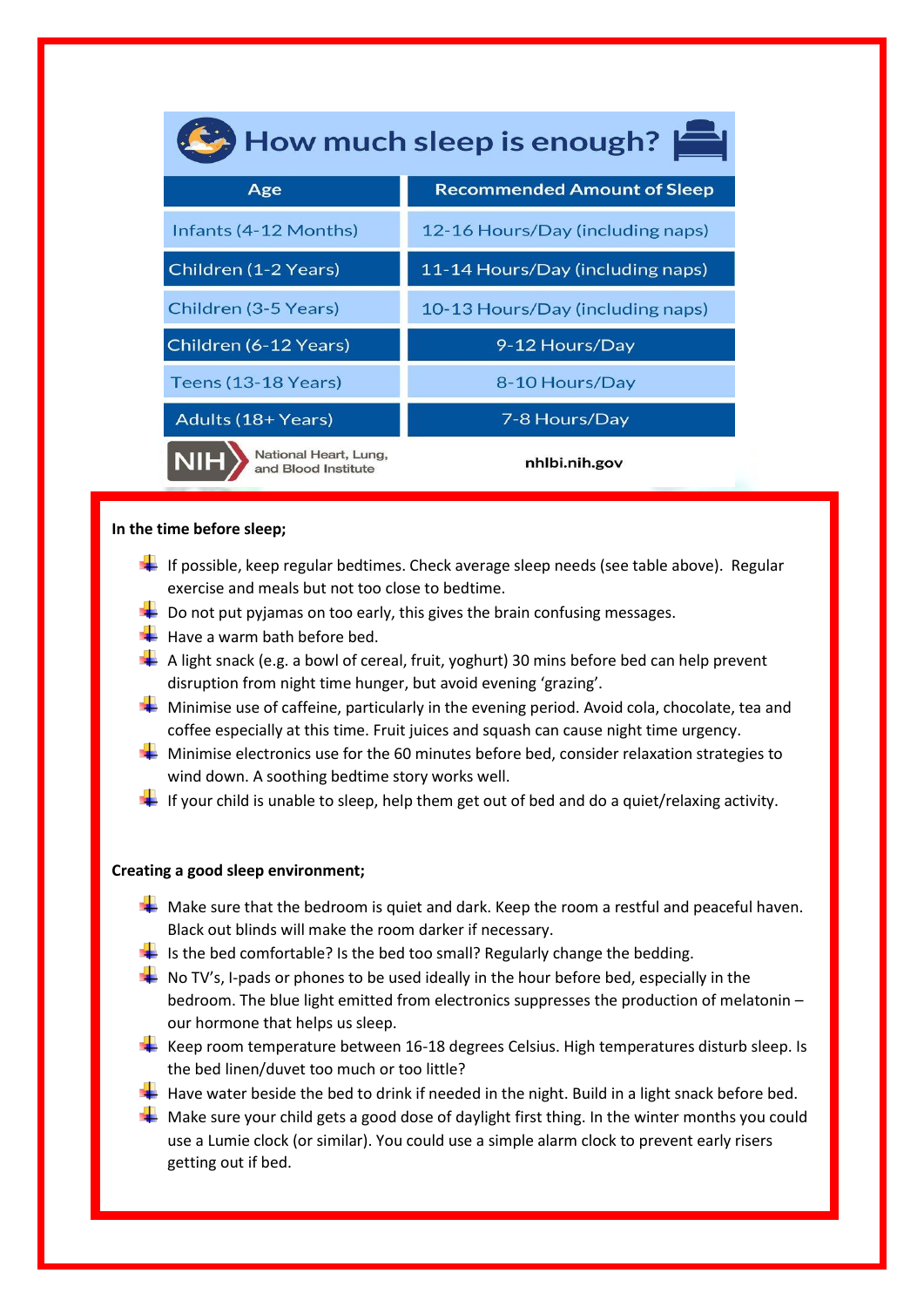## How much sleep is enough?

| Age | Recommended Amount of Sleep |
|---|---|
| Infants (4-12 Months) | 12-16 Hours/Day (including naps) |
| Children (1-2 Years) | 11-14 Hours/Day (including naps) |
| Children (3-5 Years) | 10-13 Hours/Day (including naps) |
| Children (6-12 Years) | 9-12 Hours/Day |
| Teens (13-18 Years) | 8-10 Hours/Day |
| Adults (18+ Years) | 7-8 Hours/Day |

NIH National Heart, Lung, and Blood Institute — nhlbi.nih.gov

**In the time before sleep;**

- If possible, keep regular bedtimes. Check average sleep needs (see table above). Regular exercise and meals but not too close to bedtime.
- Do not put pyjamas on too early, this gives the brain confusing messages.
- Have a warm bath before bed.
- A light snack (e.g. a bowl of cereal, fruit, yoghurt) 30 mins before bed can help prevent disruption from night time hunger, but avoid evening 'grazing'.
- Minimise use of caffeine, particularly in the evening period. Avoid cola, chocolate, tea and coffee especially at this time. Fruit juices and squash can cause night time urgency.
- Minimise electronics use for the 60 minutes before bed, consider relaxation strategies to wind down. A soothing bedtime story works well.
- If your child is unable to sleep, help them get out of bed and do a quiet/relaxing activity.

**Creating a good sleep environment;**

- Make sure that the bedroom is quiet and dark. Keep the room a restful and peaceful haven. Black out blinds will make the room darker if necessary.
- Is the bed comfortable? Is the bed too small? Regularly change the bedding.
- No TV's, I-pads or phones to be used ideally in the hour before bed, especially in the bedroom. The blue light emitted from electronics suppresses the production of melatonin – our hormone that helps us sleep.
- Keep room temperature between 16-18 degrees Celsius. High temperatures disturb sleep. Is the bed linen/duvet too much or too little?
- Have water beside the bed to drink if needed in the night. Build in a light snack before bed.
- Make sure your child gets a good dose of daylight first thing. In the winter months you could use a Lumie clock (or similar). You could use a simple alarm clock to prevent early risers getting out if bed.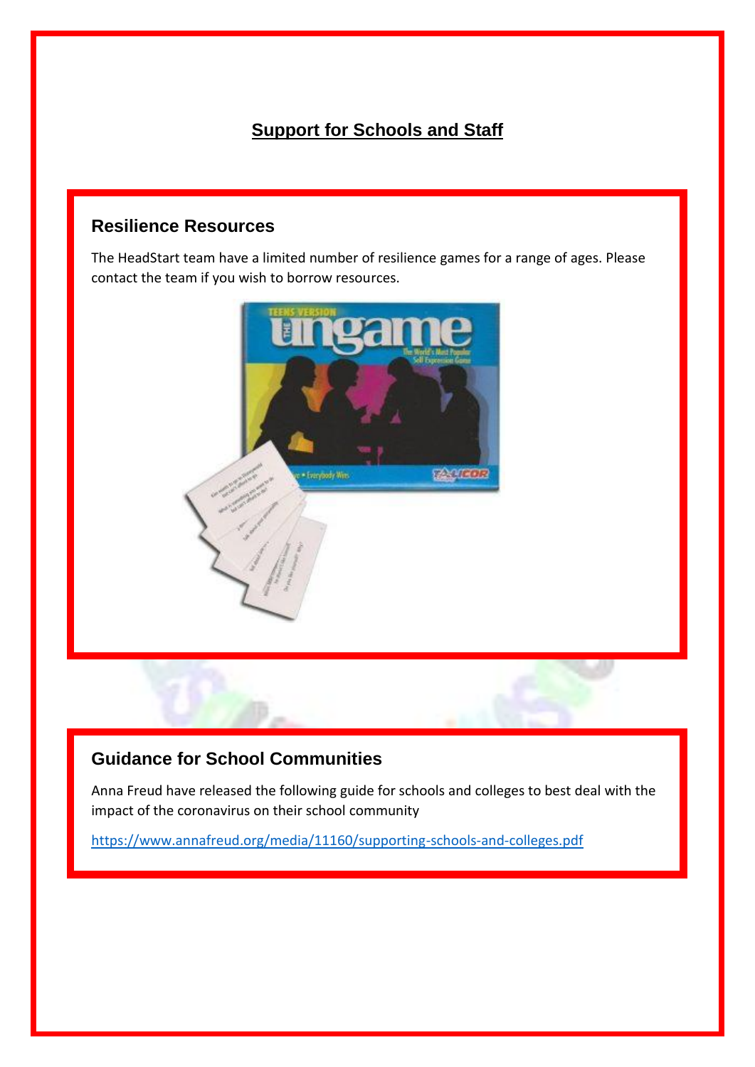# Support for Schools and Staff

## Resilience Resources

The HeadStart team have a limited number of resilience games for a range of ages. Please contact the team if you wish to borrow resources.

## Guidance for School Communities

Anna Freud have released the following guide for schools and colleges to best deal with the impact of the coronavirus on their school community

https://www.annafreud.org/media/11160/supporting-schools-and-colleges.pdf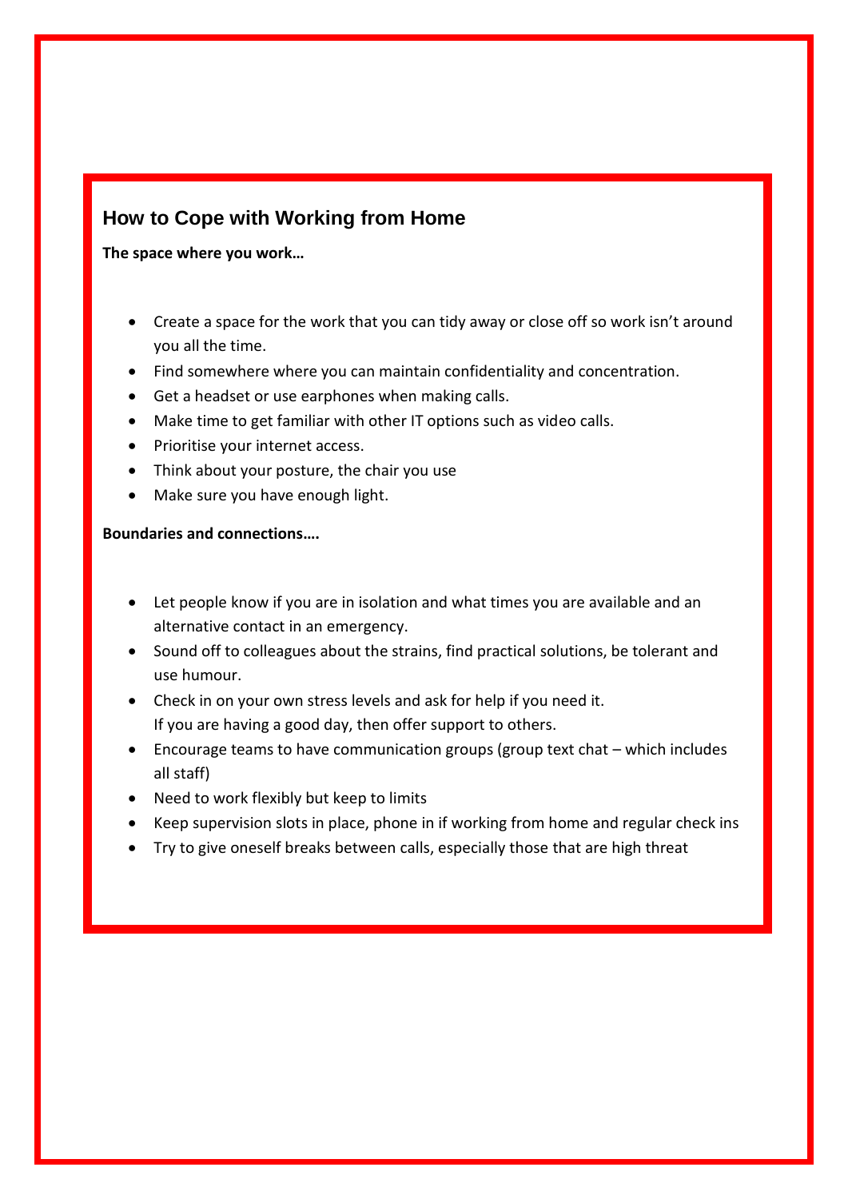## How to Cope with Working from Home

**The space where you work…**

- Create a space for the work that you can tidy away or close off so work isn't around you all the time.
- Find somewhere where you can maintain confidentiality and concentration.
- Get a headset or use earphones when making calls.
- Make time to get familiar with other IT options such as video calls.
- Prioritise your internet access.
- Think about your posture, the chair you use
- Make sure you have enough light.

**Boundaries and connections….**

- Let people know if you are in isolation and what times you are available and an alternative contact in an emergency.
- Sound off to colleagues about the strains, find practical solutions, be tolerant and use humour.
- Check in on your own stress levels and ask for help if you need it.  
  If you are having a good day, then offer support to others.
- Encourage teams to have communication groups (group text chat – which includes all staff)
- Need to work flexibly but keep to limits
- Keep supervision slots in place, phone in if working from home and regular check ins
- Try to give oneself breaks between calls, especially those that are high threat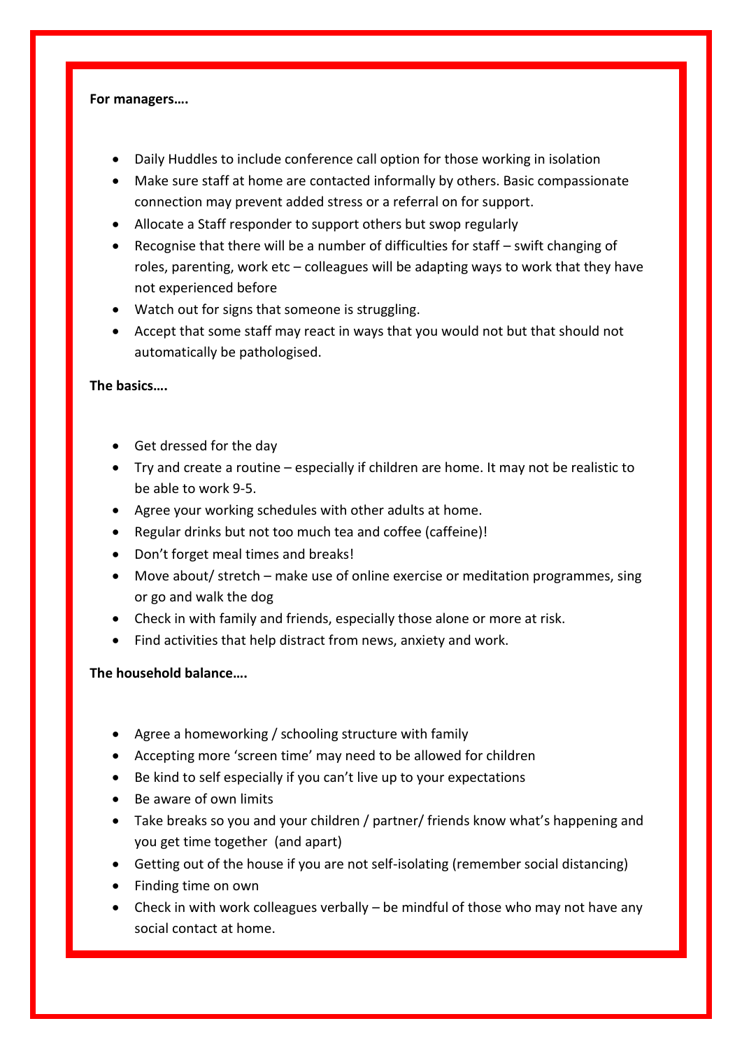**For managers….**

- Daily Huddles to include conference call option for those working in isolation
- Make sure staff at home are contacted informally by others. Basic compassionate connection may prevent added stress or a referral on for support.
- Allocate a Staff responder to support others but swop regularly
- Recognise that there will be a number of difficulties for staff – swift changing of roles, parenting, work etc – colleagues will be adapting ways to work that they have not experienced before
- Watch out for signs that someone is struggling.
- Accept that some staff may react in ways that you would not but that should not automatically be pathologised.

**The basics….**

- Get dressed for the day
- Try and create a routine – especially if children are home. It may not be realistic to be able to work 9-5.
- Agree your working schedules with other adults at home.
- Regular drinks but not too much tea and coffee (caffeine)!
- Don't forget meal times and breaks!
- Move about/ stretch – make use of online exercise or meditation programmes, sing or go and walk the dog
- Check in with family and friends, especially those alone or more at risk.
- Find activities that help distract from news, anxiety and work.

**The household balance….**

- Agree a homeworking / schooling structure with family
- Accepting more 'screen time' may need to be allowed for children
- Be kind to self especially if you can't live up to your expectations
- Be aware of own limits
- Take breaks so you and your children / partner/ friends know what's happening and you get time together (and apart)
- Getting out of the house if you are not self-isolating (remember social distancing)
- Finding time on own
- Check in with work colleagues verbally – be mindful of those who may not have any social contact at home.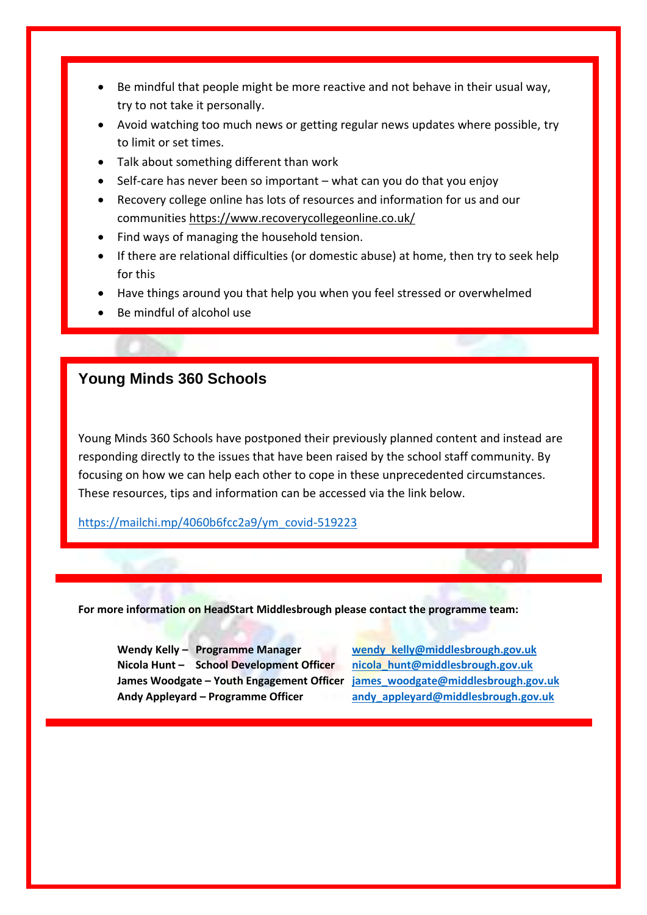- Be mindful that people might be more reactive and not behave in their usual way, try to not take it personally.
- Avoid watching too much news or getting regular news updates where possible, try to limit or set times.
- Talk about something different than work
- Self-care has never been so important – what can you do that you enjoy
- Recovery college online has lots of resources and information for us and our communities https://www.recoverycollegeonline.co.uk/
- Find ways of managing the household tension.
- If there are relational difficulties (or domestic abuse) at home, then try to seek help for this
- Have things around you that help you when you feel stressed or overwhelmed
- Be mindful of alcohol use

## Young Minds 360 Schools

Young Minds 360 Schools have postponed their previously planned content and instead are responding directly to the issues that have been raised by the school staff community. By focusing on how we can help each other to cope in these unprecedented circumstances. These resources, tips and information can be accessed via the link below.

https://mailchi.mp/4060b6fcc2a9/ym_covid-519223

**For more information on HeadStart Middlesbrough please contact the programme team:**

| | |
|---|---|
| **Wendy Kelly – Programme Manager** | wendy_kelly@middlesbrough.gov.uk |
| **Nicola Hunt – School Development Officer** | nicola_hunt@middlesbrough.gov.uk |
| **James Woodgate – Youth Engagement Officer** | james_woodgate@middlesbrough.gov.uk |
| **Andy Appleyard – Programme Officer** | andy_appleyard@middlesbrough.gov.uk |